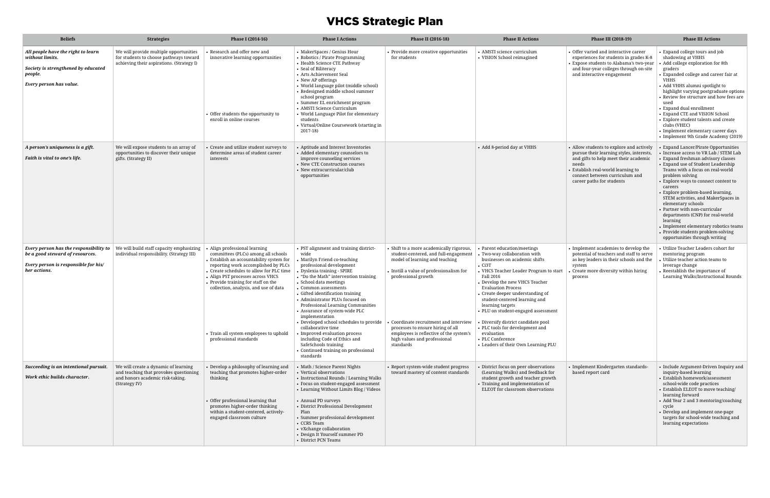# VHCS Strategic Plan

| Beliefs | Strategies | Phase I (2014-16) | Phase I Actions | Phase II (2016-18) | Phase II Actions | Phase III (2018-19) | Phase III Actions |
|---|---|---|---|---|---|---|---|
| ***All people have the right to learn without limits.*** <br><br> ***Society is strengthened by educated people.*** <br><br> ***Every person has value.*** | We will provide multiple opportunities for students to choose pathways toward achieving their aspirations. (Strategy I) | • Research and offer new and innovative learning opportunities <br><br> • Offer students the opportunity to enroll in online courses | • MakerSpaces / Genius Hour <br> • Robotics / Pirate Programming <br> • Health Science CTE Pathway <br> • Seal of Biliteracy <br> • Arts Achievement Seal <br> • New AP offerings <br> • World language pilot (middle school) <br> • Redesigned middle school summer school program <br> • Summer EL enrichment program <br> • AMSTI Science Curriculum <br> • World Language Pilot for elementary students <br> • Virtual/Online Coursework (starting in 2017-18) | • Provide more creative opportunities for students | • AMSTI science curriculum <br> • VISION School reimagined | • Offer varied and interactive career experiences for students in grades K-8 <br> • Expose students to Alabama's two-year and four-year colleges through on-site and interactive engagement | • Expand college tours and job shadowing at VHHS <br> • Add college exploration for 8th graders <br> • Expanded college and career fair at VHHS <br> • Add VHHS alumni spotlight to highlight varying postgraduate options <br> • Review fee structure and how fees are used <br> • Expand dual enrollment <br> • Expand CTE and VISION School <br> • Explore student talents and create clubs (VHEC) <br> • Implement elementary career days <br> • Implement 9th Grade Academy (2019) |
| ***A person's uniqueness is a gift.*** <br><br> ***Faith is vital to one's life.*** | We will expose students to an array of opportunities to discover their unique gifts. (Strategy II) | • Create and utilize student surveys to determine areas of student career interests | • Aptitude and Interest Inventories <br> • Added elementary counselors to improve counseling services <br> • New CTE Construction courses <br> • New extracurricular/club opportunities | | • Add 8-period day at VHHS | • Allow students to explore and actively pursue their learning styles, interests, and gifts to help meet their academic needs <br> • Establish real-world learning to connect between curriculum and career paths for students | • Expand Lancer/Pirate Opportunities <br> • Increase access to VR Lab / STEM Lab <br> • Expand freshman advisory classes <br> • Expand use of Student Leadership Teams with a focus on real-world problem solving <br> • Explore ways to connect content to careers <br> • Explore problem-based learning, STEM activities, and MakerSpaces in elementary schools <br> • Partner with non-curricular departments (CNP) for real-world learning <br> • Implement elementary robotics teams <br> • Provide students problem-solving opportunities through writing |
| ***Every person has the responsibility to be a good steward of resources.*** <br><br> ***Every person is responsible for his/ her actions.*** | We will build staff capacity emphasizing individual responsibility. (Strategy III) | • Align professional learning committees (PLCs) among all schools <br> • Establish an accountability system for reporting work accomplished by PLCs <br> • Create schedules to allow for PLC time <br> • Align PST processes across VHCS <br> • Provide training for staff on the collection, analysis, and use of data <br><br> • Train all system employees to uphold professional standards | • PST alignment and training district-wide <br> • Marilyn Friend co-teaching professional development <br> • Dyslexia training - SPIRE <br> • "Do the Math" intervention training <br> • School data meetings <br> • Common assessments <br> • Gifted identification training <br> • Administrator PLUs focused on Professional Learning Communities <br> • Assurance of system-wide PLC implementation <br> • Developed school schedules to provide collaborative time <br> • Improved evaluation process including Code of Ethics and SafeSchools training <br> • Continued training on professional standards | • Shift to a more academically rigorous, student-centered, and full-engagement model of learning and teaching <br><br> • Instill a value of professionalism for professional growth <br><br> • Coordinate recruitment and interview processes to ensure hiring of all employees is reflective of the system's high values and professional standards | • Parent education/meetings <br> • Two-way collaboration with businesses on academic shifts <br> • Ci3T <br> • VHCS Teacher Leader Program to start Fall 2016 <br> • Develop the new VHCS Teacher Evaluation Process <br> • Create deeper understanding of student-centered learning and learning targets <br> • PLU on student-engaged assessment <br><br> • Diversify district candidate pool <br> • PLC tools for development and evaluation <br> • PLC Conference <br> • Leaders of their Own Learning PLU | • Implement academies to develop the potential of teachers and staff to serve as key leaders in their schools and the system <br> • Create more diversity within hiring process | • Utilize Teacher Leaders cohort for mentoring program <br> • Utilize teacher action teams to leverage change <br> • Reestablish the importance of Learning Walks/Instructional Rounds |
| ***Succeeding is an intentional pursuit.*** <br><br> ***Work ethic builds character.*** | We will create a dynamic of learning and teaching that provokes questioning and honors academic risk-taking. (Strategy IV) | • Develop a philosophy of learning and teaching that promotes higher-order thinking <br><br> • Offer professional learning that promotes higher-order thinking within a student-centered, actively-engaged classroom culture | • Math / Science Parent Nights <br> • Vertical observations <br> • Instructional Rounds / Learning Walks <br> • Focus on student-engaged assessment <br> • Learning Without Limits Blog / Videos <br><br> • Annual PD surveys <br> • District Professional Development Plan <br> • Summer professional development <br> • CCRS Team <br> • vXchange collaboration <br> • Design It Yourself summer PD <br> • District PCN Teams | • Report system-wide student progress toward mastery of content standards | • District focus on peer observations (Learning Walks) and feedback for student growth and teacher growth <br> • Training and implementation of ELEOT for classroom observations | • Implement Kindergarten standards-based report card | • Include Argument-Driven Inquiry and inquiry-based learning <br> • Establish homework/assessment school-wide code practices <br> • Establish ELEOT to move teaching/ learning forward <br> • Add Year 2 and 3 mentoring/coaching cycle <br> • Develop and implement one-page targets for school-wide teaching and learning expectations |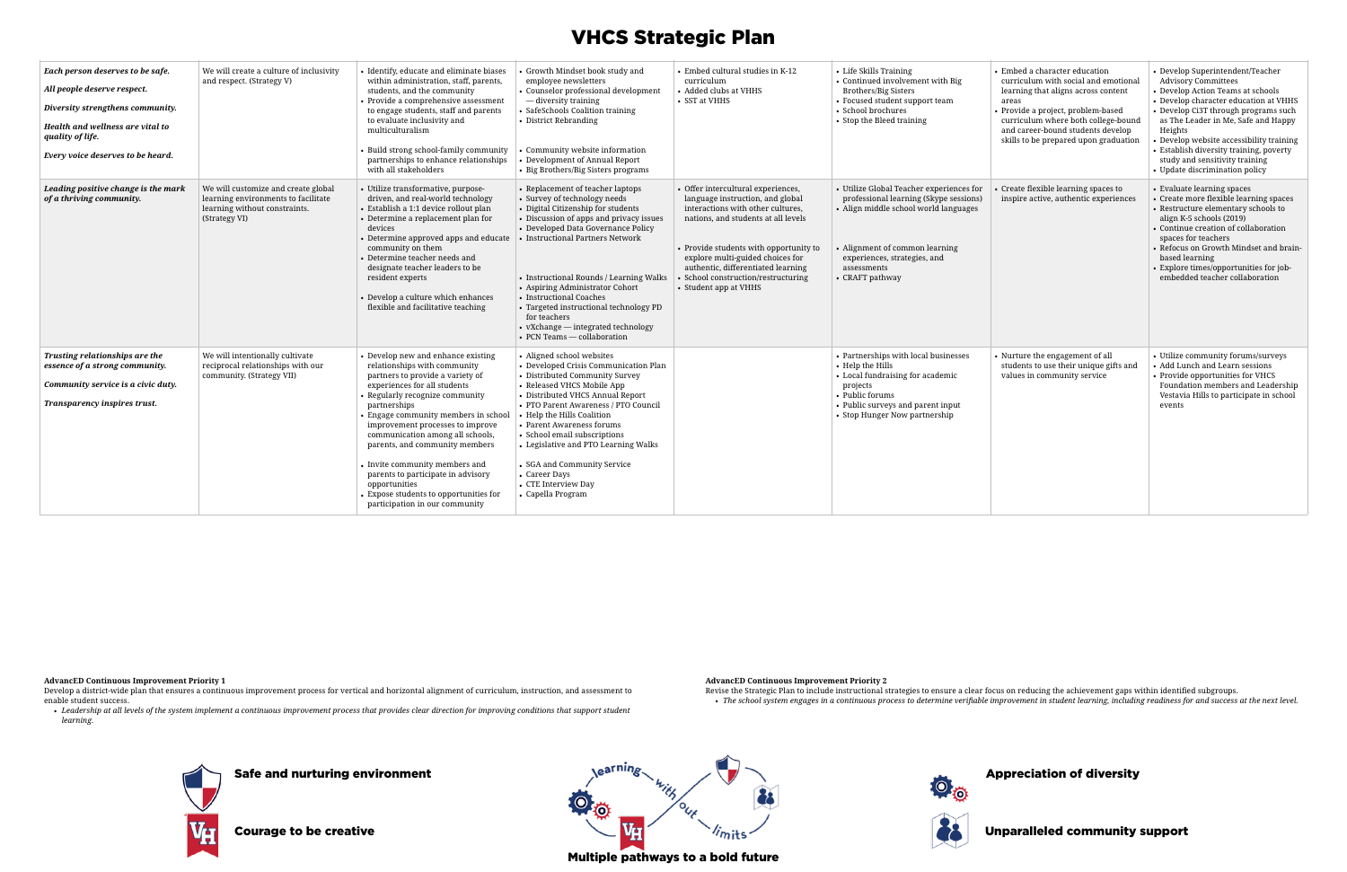# VHCS Strategic Plan

| | | | | | | | |
|---|---|---|---|---|---|---|---|
| ***Each person deserves to be safe.*** ***All people deserve respect.*** ***Diversity strengthens community.*** ***Health and wellness are vital to quality of life.*** ***Every voice deserves to be heard.*** | We will create a culture of inclusivity and respect. (Strategy V) | • Identify, educate and eliminate biases within administration, staff, parents, students, and the community<br>• Provide a comprehensive assessment to engage students, staff and parents to evaluate inclusivity and multiculturalism<br>• Build strong school-family community partnerships to enhance relationships with all stakeholders | • Growth Mindset book study and employee newsletters<br>• Counselor professional development — diversity training<br>• SafeSchools Coalition training<br>• District Rebranding<br>• Community website information<br>• Development of Annual Report<br>• Big Brothers/Big Sisters programs | • Embed cultural studies in K-12 curriculum<br>• Added clubs at VHHS<br>• SST at VHHS | • Life Skills Training<br>• Continued involvement with Big Brothers/Big Sisters<br>• Focused student support team<br>• School brochures<br>• Stop the Bleed training | • Embed a character education curriculum with social and emotional learning that aligns across content areas<br>• Provide a project, problem-based curriculum where both college-bound and career-bound students develop skills to be prepared upon graduation | • Develop Superintendent/Teacher Advisory Committees<br>• Develop Action Teams at schools<br>• Develop character education at VHHS<br>• Develop Ci3T through programs such as The Leader in Me, Safe and Happy Heights<br>• Develop website accessibility training<br>• Establish diversity training, poverty study and sensitivity training<br>• Update discrimination policy |
| ***Leading positive change is the mark of a thriving community.*** | We will customize and create global learning environments to facilitate learning without constraints. (Strategy VI) | • Utilize transformative, purpose-driven, and real-world technology<br>• Establish a 1:1 device rollout plan<br>• Determine a replacement plan for devices<br>• Determine approved apps and educate community on them<br>• Determine teacher needs and designate teacher leaders to be resident experts<br>• Develop a culture which enhances flexible and facilitative teaching | • Replacement of teacher laptops<br>• Survey of technology needs<br>• Digital Citizenship for students<br>• Discussion of apps and privacy issues<br>• Developed Data Governance Policy<br>• Instructional Partners Network<br>• Instructional Rounds / Learning Walks<br>• Aspiring Administrator Cohort<br>• Instructional Coaches<br>• Targeted instructional technology PD for teachers<br>• vXchange — integrated technology<br>• PCN Teams — collaboration | • Offer intercultural experiences, language instruction, and global interactions with other cultures, nations, and students at all levels<br>• Provide students with opportunity to explore multi-guided choices for authentic, differentiated learning<br>• School construction/restructuring<br>• Student app at VHHS | • Utilize Global Teacher experiences for professional learning (Skype sessions)<br>• Align middle school world languages<br>• Alignment of common learning experiences, strategies, and assessments<br>• CRAFT pathway | • Create flexible learning spaces to inspire active, authentic experiences | • Evaluate learning spaces<br>• Create more flexible learning spaces<br>• Restructure elementary schools to align K-5 schools (2019)<br>• Continue creation of collaboration spaces for teachers<br>• Refocus on Growth Mindset and brain-based learning<br>• Explore times/opportunities for job-embedded teacher collaboration |
| ***Trusting relationships are the essence of a strong community.*** ***Community service is a civic duty.*** ***Transparency inspires trust.*** | We will intentionally cultivate reciprocal relationships with our community. (Strategy VII) | • Develop new and enhance existing relationships with community partners to provide a variety of experiences for all students<br>• Regularly recognize community partnerships<br>• Engage community members in school improvement processes to improve communication among all schools, parents, and community members<br>• Invite community members and parents to participate in advisory opportunities<br>• Expose students to opportunities for participation in our community | • Aligned school websites<br>• Developed Crisis Communication Plan<br>• Distributed Community Survey<br>• Released VHCS Mobile App<br>• Distributed VHCS Annual Report<br>• PTO Parent Awareness / PTO Council<br>• Help the Hills Coalition<br>• Parent Awareness forums<br>• School email subscriptions<br>• Legislative and PTO Learning Walks<br>• SGA and Community Service<br>• Career Days<br>• CTE Interview Day<br>• Capella Program | | • Partnerships with local businesses<br>• Help the Hills<br>• Local fundraising for academic projects<br>• Public forums<br>• Public surveys and parent input<br>• Stop Hunger Now partnership | • Nurture the engagement of all students to use their unique gifts and values in community service | • Utilize community forums/surveys<br>• Add Lunch and Learn sessions<br>• Provide opportunities for VHCS Foundation members and Leadership Vestavia Hills to participate in school events |

**AdvancED Continuous Improvement Priority 1**

Develop a district-wide plan that ensures a continuous improvement process for vertical and horizontal alignment of curriculum, instruction, and assessment to enable student success.

- *Leadership at all levels of the system implement a continuous improvement process that provides clear direction for improving conditions that support student learning.*

**AdvancED Continuous Improvement Priority 2**

Revise the Strategic Plan to include instructional strategies to ensure a clear focus on reducing the achievement gaps within identified subgroups.

- *The school system engages in a continuous process to determine verifiable improvement in student learning, including readiness for and success at the next level.*

**Safe and nurturing environment**

**Courage to be creative**

learning with out limits

**Multiple pathways to a bold future**

**Appreciation of diversity**

**Unparalleled community support**